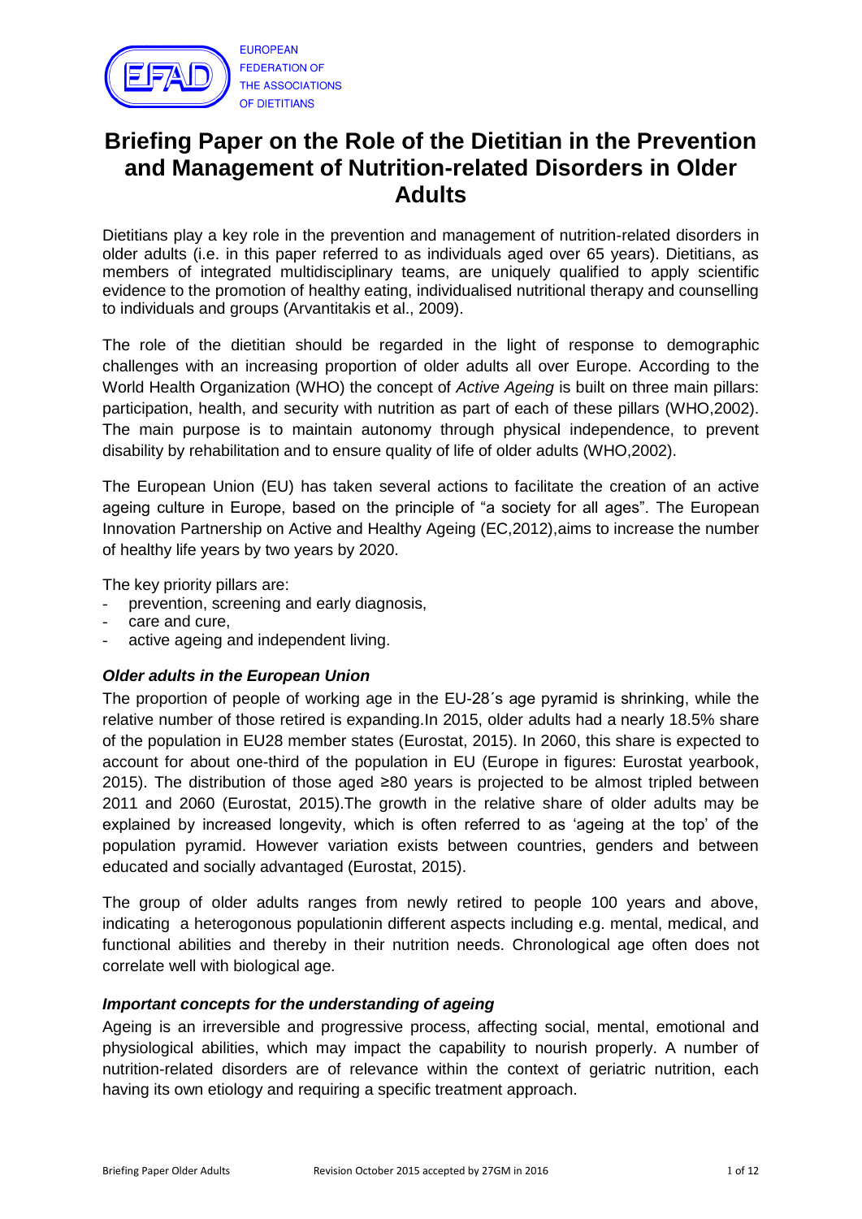EUROPEAN FEDERATION OF THE ASSOCIATIONS OF DIETITIANS

# Briefing Paper on the Role of the Dietitian in the Prevention and Management of Nutrition-related Disorders in Older Adults

Dietitians play a key role in the prevention and management of nutrition-related disorders in older adults (i.e. in this paper referred to as individuals aged over 65 years). Dietitians, as members of integrated multidisciplinary teams, are uniquely qualified to apply scientific evidence to the promotion of healthy eating, individualised nutritional therapy and counselling to individuals and groups (Arvantitakis et al., 2009).

The role of the dietitian should be regarded in the light of response to demographic challenges with an increasing proportion of older adults all over Europe. According to the World Health Organization (WHO) the concept of *Active Ageing* is built on three main pillars: participation, health, and security with nutrition as part of each of these pillars (WHO,2002). The main purpose is to maintain autonomy through physical independence, to prevent disability by rehabilitation and to ensure quality of life of older adults (WHO,2002).

The European Union (EU) has taken several actions to facilitate the creation of an active ageing culture in Europe, based on the principle of "a society for all ages". The European Innovation Partnership on Active and Healthy Ageing (EC,2012),aims to increase the number of healthy life years by two years by 2020.

The key priority pillars are:

- prevention, screening and early diagnosis,
- care and cure,
- active ageing and independent living.

### *Older adults in the European Union*

The proportion of people of working age in the EU-28´s age pyramid is shrinking, while the relative number of those retired is expanding.In 2015, older adults had a nearly 18.5% share of the population in EU28 member states (Eurostat, 2015). In 2060, this share is expected to account for about one-third of the population in EU (Europe in figures: Eurostat yearbook, 2015). The distribution of those aged ≥80 years is projected to be almost tripled between 2011 and 2060 (Eurostat, 2015).The growth in the relative share of older adults may be explained by increased longevity, which is often referred to as 'ageing at the top' of the population pyramid. However variation exists between countries, genders and between educated and socially advantaged (Eurostat, 2015).

The group of older adults ranges from newly retired to people 100 years and above, indicating a heterogonous populationin different aspects including e.g. mental, medical, and functional abilities and thereby in their nutrition needs. Chronological age often does not correlate well with biological age.

### *Important concepts for the understanding of ageing*

Ageing is an irreversible and progressive process, affecting social, mental, emotional and physiological abilities, which may impact the capability to nourish properly. A number of nutrition-related disorders are of relevance within the context of geriatric nutrition, each having its own etiology and requiring a specific treatment approach.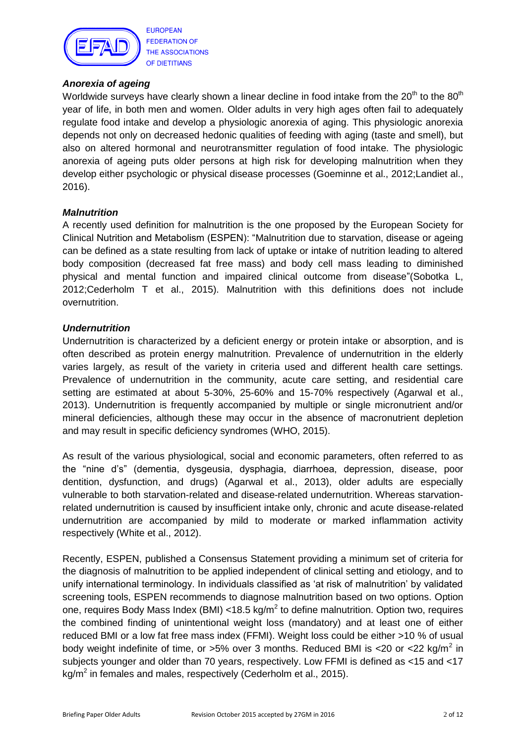### *Anorexia of ageing*

Worldwide surveys have clearly shown a linear decline in food intake from the $20^{th}$ to the $80^{th}$ year of life, in both men and women. Older adults in very high ages often fail to adequately regulate food intake and develop a physiologic anorexia of aging. This physiologic anorexia depends not only on decreased hedonic qualities of feeding with aging (taste and smell), but also on altered hormonal and neurotransmitter regulation of food intake. The physiologic anorexia of ageing puts older persons at high risk for developing malnutrition when they develop either psychologic or physical disease processes (Goeminne et al., 2012;Landiet al., 2016).

### *Malnutrition*

A recently used definition for malnutrition is the one proposed by the European Society for Clinical Nutrition and Metabolism (ESPEN): "Malnutrition due to starvation, disease or ageing can be defined as a state resulting from lack of uptake or intake of nutrition leading to altered body composition (decreased fat free mass) and body cell mass leading to diminished physical and mental function and impaired clinical outcome from disease"(Sobotka L, 2012;Cederholm T et al., 2015). Malnutrition with this definitions does not include overnutrition.

### *Undernutrition*

Undernutrition is characterized by a deficient energy or protein intake or absorption, and is often described as protein energy malnutrition. Prevalence of undernutrition in the elderly varies largely, as result of the variety in criteria used and different health care settings. Prevalence of undernutrition in the community, acute care setting, and residential care setting are estimated at about 5-30%, 25-60% and 15-70% respectively (Agarwal et al., 2013). Undernutrition is frequently accompanied by multiple or single micronutrient and/or mineral deficiencies, although these may occur in the absence of macronutrient depletion and may result in specific deficiency syndromes (WHO, 2015).

As result of the various physiological, social and economic parameters, often referred to as the "nine d's" (dementia, dysgeusia, dysphagia, diarrhoea, depression, disease, poor dentition, dysfunction, and drugs) (Agarwal et al., 2013), older adults are especially vulnerable to both starvation-related and disease-related undernutrition. Whereas starvation-related undernutrition is caused by insufficient intake only, chronic and acute disease-related undernutrition are accompanied by mild to moderate or marked inflammation activity respectively (White et al., 2012).

Recently, ESPEN, published a Consensus Statement providing a minimum set of criteria for the diagnosis of malnutrition to be applied independent of clinical setting and etiology, and to unify international terminology. In individuals classified as 'at risk of malnutrition' by validated screening tools, ESPEN recommends to diagnose malnutrition based on two options. Option one, requires Body Mass Index (BMI) <18.5 kg/$m^2$ to define malnutrition. Option two, requires the combined finding of unintentional weight loss (mandatory) and at least one of either reduced BMI or a low fat free mass index (FFMI). Weight loss could be either >10 % of usual body weight indefinite of time, or >5% over 3 months. Reduced BMI is <20 or <22 kg/$m^2$ in subjects younger and older than 70 years, respectively. Low FFMI is defined as <15 and <17 kg/$m^2$ in females and males, respectively (Cederholm et al., 2015).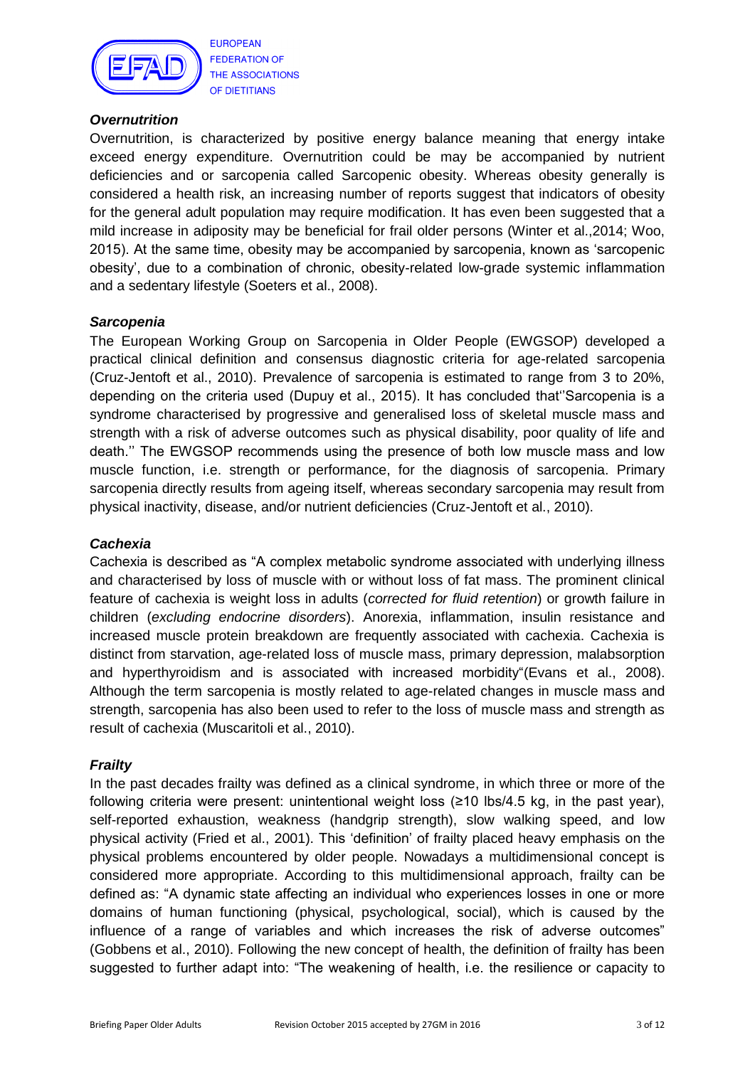### *Overnutrition*

Overnutrition, is characterized by positive energy balance meaning that energy intake exceed energy expenditure. Overnutrition could be may be accompanied by nutrient deficiencies and or sarcopenia called Sarcopenic obesity. Whereas obesity generally is considered a health risk, an increasing number of reports suggest that indicators of obesity for the general adult population may require modification. It has even been suggested that a mild increase in adiposity may be beneficial for frail older persons (Winter et al.,2014; Woo, 2015). At the same time, obesity may be accompanied by sarcopenia, known as 'sarcopenic obesity', due to a combination of chronic, obesity-related low-grade systemic inflammation and a sedentary lifestyle (Soeters et al., 2008).

### *Sarcopenia*

The European Working Group on Sarcopenia in Older People (EWGSOP) developed a practical clinical definition and consensus diagnostic criteria for age-related sarcopenia (Cruz-Jentoft et al., 2010). Prevalence of sarcopenia is estimated to range from 3 to 20%, depending on the criteria used (Dupuy et al., 2015). It has concluded that''Sarcopenia is a syndrome characterised by progressive and generalised loss of skeletal muscle mass and strength with a risk of adverse outcomes such as physical disability, poor quality of life and death.'' The EWGSOP recommends using the presence of both low muscle mass and low muscle function, i.e. strength or performance, for the diagnosis of sarcopenia. Primary sarcopenia directly results from ageing itself, whereas secondary sarcopenia may result from physical inactivity, disease, and/or nutrient deficiencies (Cruz-Jentoft et al., 2010).

### *Cachexia*

Cachexia is described as "A complex metabolic syndrome associated with underlying illness and characterised by loss of muscle with or without loss of fat mass. The prominent clinical feature of cachexia is weight loss in adults (*corrected for fluid retention*) or growth failure in children (*excluding endocrine disorders*). Anorexia, inflammation, insulin resistance and increased muscle protein breakdown are frequently associated with cachexia. Cachexia is distinct from starvation, age-related loss of muscle mass, primary depression, malabsorption and hyperthyroidism and is associated with increased morbidity"(Evans et al., 2008). Although the term sarcopenia is mostly related to age-related changes in muscle mass and strength, sarcopenia has also been used to refer to the loss of muscle mass and strength as result of cachexia (Muscaritoli et al., 2010).

### *Frailty*

In the past decades frailty was defined as a clinical syndrome, in which three or more of the following criteria were present: unintentional weight loss (≥10 lbs/4.5 kg, in the past year), self-reported exhaustion, weakness (handgrip strength), slow walking speed, and low physical activity (Fried et al., 2001). This 'definition' of frailty placed heavy emphasis on the physical problems encountered by older people. Nowadays a multidimensional concept is considered more appropriate. According to this multidimensional approach, frailty can be defined as: "A dynamic state affecting an individual who experiences losses in one or more domains of human functioning (physical, psychological, social), which is caused by the influence of a range of variables and which increases the risk of adverse outcomes" (Gobbens et al., 2010). Following the new concept of health, the definition of frailty has been suggested to further adapt into: "The weakening of health, i.e. the resilience or capacity to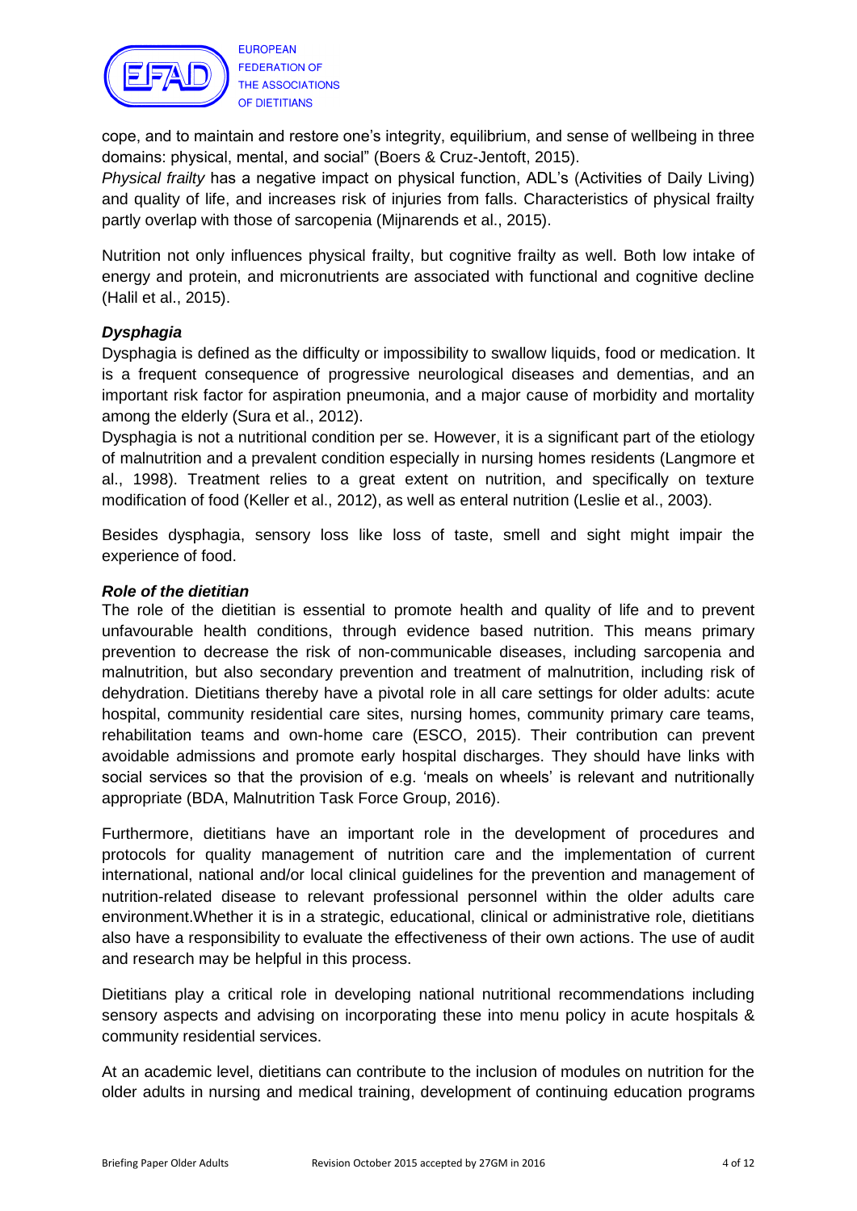cope, and to maintain and restore one's integrity, equilibrium, and sense of wellbeing in three domains: physical, mental, and social" (Boers & Cruz-Jentoft, 2015).

*Physical frailty* has a negative impact on physical function, ADL's (Activities of Daily Living) and quality of life, and increases risk of injuries from falls. Characteristics of physical frailty partly overlap with those of sarcopenia (Mijnarends et al., 2015).

Nutrition not only influences physical frailty, but cognitive frailty as well. Both low intake of energy and protein, and micronutrients are associated with functional and cognitive decline (Halil et al., 2015).

### *Dysphagia*

Dysphagia is defined as the difficulty or impossibility to swallow liquids, food or medication. It is a frequent consequence of progressive neurological diseases and dementias, and an important risk factor for aspiration pneumonia, and a major cause of morbidity and mortality among the elderly (Sura et al., 2012).

Dysphagia is not a nutritional condition per se. However, it is a significant part of the etiology of malnutrition and a prevalent condition especially in nursing homes residents (Langmore et al., 1998). Treatment relies to a great extent on nutrition, and specifically on texture modification of food (Keller et al., 2012), as well as enteral nutrition (Leslie et al., 2003).

Besides dysphagia, sensory loss like loss of taste, smell and sight might impair the experience of food.

### *Role of the dietitian*

The role of the dietitian is essential to promote health and quality of life and to prevent unfavourable health conditions, through evidence based nutrition. This means primary prevention to decrease the risk of non-communicable diseases, including sarcopenia and malnutrition, but also secondary prevention and treatment of malnutrition, including risk of dehydration. Dietitians thereby have a pivotal role in all care settings for older adults: acute hospital, community residential care sites, nursing homes, community primary care teams, rehabilitation teams and own-home care (ESCO, 2015). Their contribution can prevent avoidable admissions and promote early hospital discharges. They should have links with social services so that the provision of e.g. 'meals on wheels' is relevant and nutritionally appropriate (BDA, Malnutrition Task Force Group, 2016).

Furthermore, dietitians have an important role in the development of procedures and protocols for quality management of nutrition care and the implementation of current international, national and/or local clinical guidelines for the prevention and management of nutrition-related disease to relevant professional personnel within the older adults care environment.Whether it is in a strategic, educational, clinical or administrative role, dietitians also have a responsibility to evaluate the effectiveness of their own actions. The use of audit and research may be helpful in this process.

Dietitians play a critical role in developing national nutritional recommendations including sensory aspects and advising on incorporating these into menu policy in acute hospitals & community residential services.

At an academic level, dietitians can contribute to the inclusion of modules on nutrition for the older adults in nursing and medical training, development of continuing education programs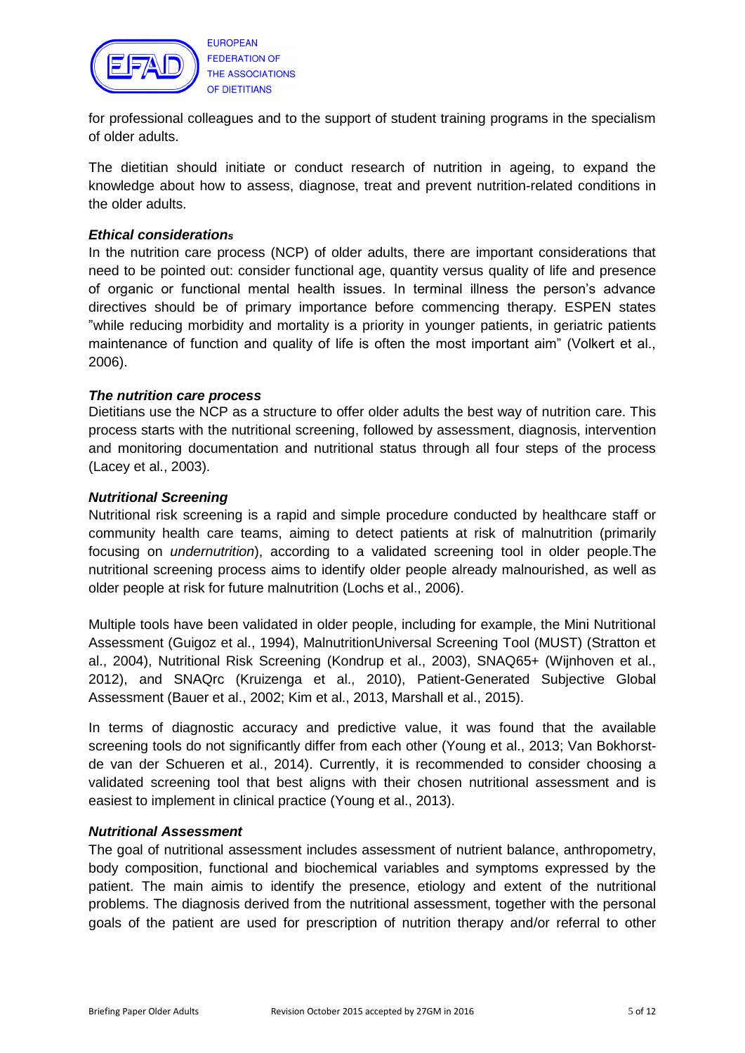for professional colleagues and to the support of student training programs in the specialism of older adults.

The dietitian should initiate or conduct research of nutrition in ageing, to expand the knowledge about how to assess, diagnose, treat and prevent nutrition-related conditions in the older adults.

### *Ethical considerations*

In the nutrition care process (NCP) of older adults, there are important considerations that need to be pointed out: consider functional age, quantity versus quality of life and presence of organic or functional mental health issues. In terminal illness the person's advance directives should be of primary importance before commencing therapy. ESPEN states "while reducing morbidity and mortality is a priority in younger patients, in geriatric patients maintenance of function and quality of life is often the most important aim" (Volkert et al., 2006).

### *The nutrition care process*

Dietitians use the NCP as a structure to offer older adults the best way of nutrition care. This process starts with the nutritional screening, followed by assessment, diagnosis, intervention and monitoring documentation and nutritional status through all four steps of the process (Lacey et al., 2003).

### *Nutritional Screening*

Nutritional risk screening is a rapid and simple procedure conducted by healthcare staff or community health care teams, aiming to detect patients at risk of malnutrition (primarily focusing on *undernutrition*), according to a validated screening tool in older people.The nutritional screening process aims to identify older people already malnourished, as well as older people at risk for future malnutrition (Lochs et al., 2006).

Multiple tools have been validated in older people, including for example, the Mini Nutritional Assessment (Guigoz et al., 1994), MalnutritionUniversal Screening Tool (MUST) (Stratton et al., 2004), Nutritional Risk Screening (Kondrup et al., 2003), SNAQ65+ (Wijnhoven et al., 2012), and SNAQrc (Kruizenga et al., 2010), Patient-Generated Subjective Global Assessment (Bauer et al., 2002; Kim et al., 2013, Marshall et al., 2015).

In terms of diagnostic accuracy and predictive value, it was found that the available screening tools do not significantly differ from each other (Young et al., 2013; Van Bokhorst-de van der Schueren et al., 2014). Currently, it is recommended to consider choosing a validated screening tool that best aligns with their chosen nutritional assessment and is easiest to implement in clinical practice (Young et al., 2013).

### *Nutritional Assessment*

The goal of nutritional assessment includes assessment of nutrient balance, anthropometry, body composition, functional and biochemical variables and symptoms expressed by the patient. The main aimis to identify the presence, etiology and extent of the nutritional problems. The diagnosis derived from the nutritional assessment, together with the personal goals of the patient are used for prescription of nutrition therapy and/or referral to other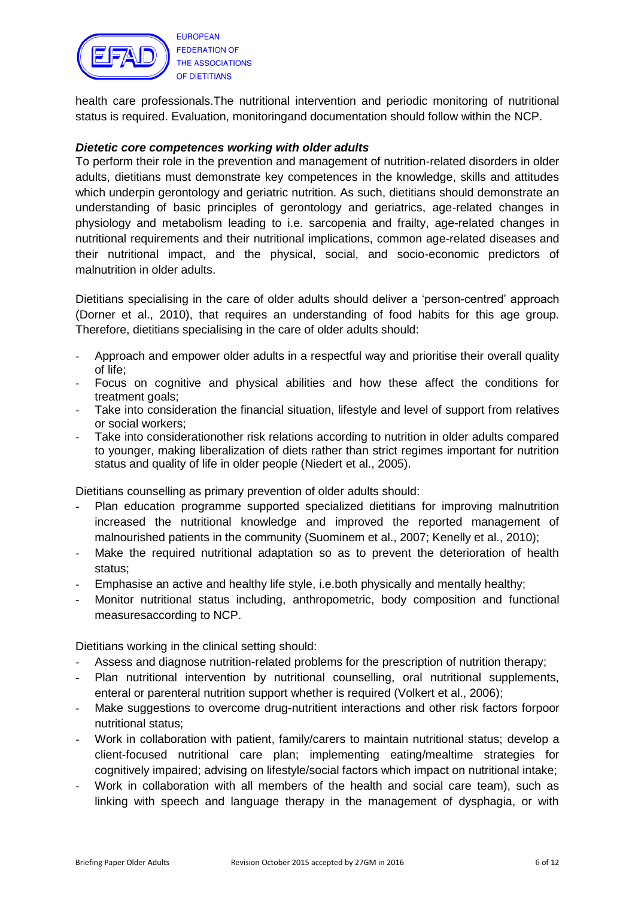health care professionals.The nutritional intervention and periodic monitoring of nutritional status is required. Evaluation, monitoringand documentation should follow within the NCP.

***Dietetic core competences working with older adults***

To perform their role in the prevention and management of nutrition-related disorders in older adults, dietitians must demonstrate key competences in the knowledge, skills and attitudes which underpin gerontology and geriatric nutrition. As such, dietitians should demonstrate an understanding of basic principles of gerontology and geriatrics, age-related changes in physiology and metabolism leading to i.e. sarcopenia and frailty, age-related changes in nutritional requirements and their nutritional implications, common age-related diseases and their nutritional impact, and the physical, social, and socio-economic predictors of malnutrition in older adults.

Dietitians specialising in the care of older adults should deliver a 'person-centred' approach (Dorner et al., 2010), that requires an understanding of food habits for this age group. Therefore, dietitians specialising in the care of older adults should:

- Approach and empower older adults in a respectful way and prioritise their overall quality of life;
- Focus on cognitive and physical abilities and how these affect the conditions for treatment goals;
- Take into consideration the financial situation, lifestyle and level of support from relatives or social workers;
- Take into considerationother risk relations according to nutrition in older adults compared to younger, making liberalization of diets rather than strict regimes important for nutrition status and quality of life in older people (Niedert et al., 2005).

Dietitians counselling as primary prevention of older adults should:

- Plan education programme supported specialized dietitians for improving malnutrition increased the nutritional knowledge and improved the reported management of malnourished patients in the community (Suominem et al., 2007; Kenelly et al., 2010);
- Make the required nutritional adaptation so as to prevent the deterioration of health status;
- Emphasise an active and healthy life style, i.e.both physically and mentally healthy;
- Monitor nutritional status including, anthropometric, body composition and functional measuresaccording to NCP.

Dietitians working in the clinical setting should:

- Assess and diagnose nutrition-related problems for the prescription of nutrition therapy;
- Plan nutritional intervention by nutritional counselling, oral nutritional supplements, enteral or parenteral nutrition support whether is required (Volkert et al., 2006);
- Make suggestions to overcome drug-nutritient interactions and other risk factors forpoor nutritional status;
- Work in collaboration with patient, family/carers to maintain nutritional status; develop a client-focused nutritional care plan; implementing eating/mealtime strategies for cognitively impaired; advising on lifestyle/social factors which impact on nutritional intake;
- Work in collaboration with all members of the health and social care team), such as linking with speech and language therapy in the management of dysphagia, or with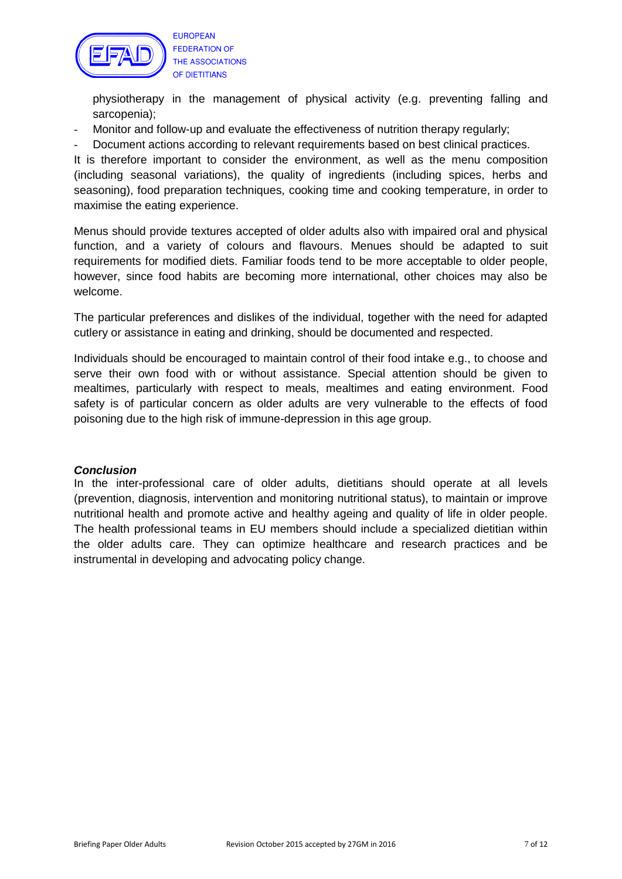physiotherapy in the management of physical activity (e.g. preventing falling and sarcopenia);

- Monitor and follow-up and evaluate the effectiveness of nutrition therapy regularly;
- Document actions according to relevant requirements based on best clinical practices.

It is therefore important to consider the environment, as well as the menu composition (including seasonal variations), the quality of ingredients (including spices, herbs and seasoning), food preparation techniques, cooking time and cooking temperature, in order to maximise the eating experience.

Menus should provide textures accepted of older adults also with impaired oral and physical function, and a variety of colours and flavours. Menues should be adapted to suit requirements for modified diets. Familiar foods tend to be more acceptable to older people, however, since food habits are becoming more international, other choices may also be welcome.

The particular preferences and dislikes of the individual, together with the need for adapted cutlery or assistance in eating and drinking, should be documented and respected.

Individuals should be encouraged to maintain control of their food intake e.g., to choose and serve their own food with or without assistance. Special attention should be given to mealtimes, particularly with respect to meals, mealtimes and eating environment. Food safety is of particular concern as older adults are very vulnerable to the effects of food poisoning due to the high risk of immune-depression in this age group.

***Conclusion***

In the inter-professional care of older adults, dietitians should operate at all levels (prevention, diagnosis, intervention and monitoring nutritional status), to maintain or improve nutritional health and promote active and healthy ageing and quality of life in older people. The health professional teams in EU members should include a specialized dietitian within the older adults care. They can optimize healthcare and research practices and be instrumental in developing and advocating policy change.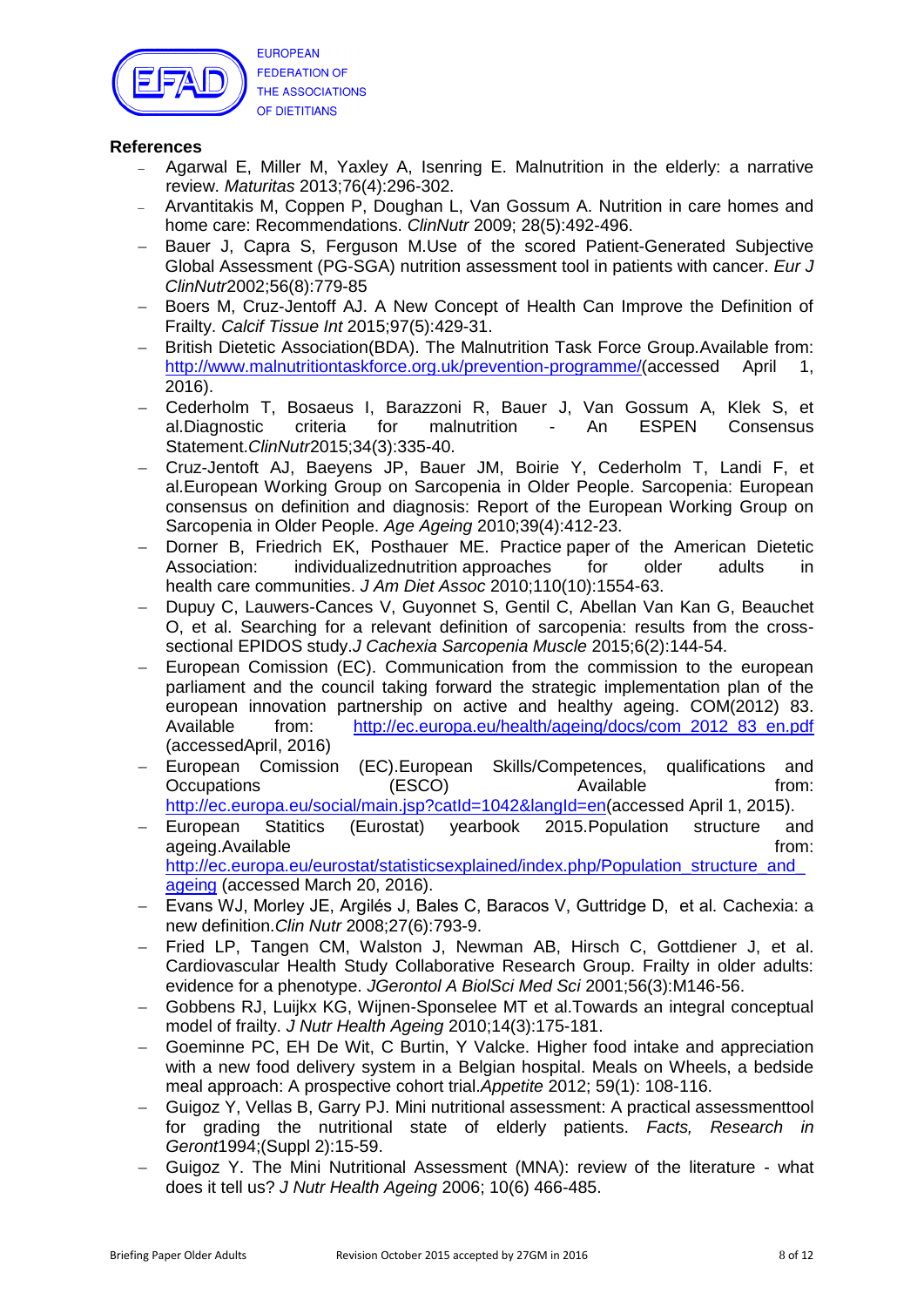**References**

- Agarwal E, Miller M, Yaxley A, Isenring E. Malnutrition in the elderly: a narrative review. *Maturitas* 2013;76(4):296-302.
- Arvantitakis M, Coppen P, Doughan L, Van Gossum A. Nutrition in care homes and home care: Recommendations. *ClinNutr* 2009; 28(5):492-496.
- Bauer J, Capra S, Ferguson M.Use of the scored Patient-Generated Subjective Global Assessment (PG-SGA) nutrition assessment tool in patients with cancer. *Eur J ClinNutr*2002;56(8):779-85
- Boers M, Cruz-Jentoff AJ. A New Concept of Health Can Improve the Definition of Frailty. *Calcif Tissue Int* 2015;97(5):429-31.
- British Dietetic Association(BDA). The Malnutrition Task Force Group.Available from: http://www.malnutritiontaskforce.org.uk/prevention-programme/(accessed April 1, 2016).
- Cederholm T, Bosaeus I, Barazzoni R, Bauer J, Van Gossum A, Klek S, et al.Diagnostic criteria for malnutrition - An ESPEN Consensus Statement.*ClinNutr*2015;34(3):335-40.
- Cruz-Jentoft AJ, Baeyens JP, Bauer JM, Boirie Y, Cederholm T, Landi F, et al.European Working Group on Sarcopenia in Older People. Sarcopenia: European consensus on definition and diagnosis: Report of the European Working Group on Sarcopenia in Older People. *Age Ageing* 2010;39(4):412-23.
- Dorner B, Friedrich EK, Posthauer ME. Practice paper of the American Dietetic Association: individualizednutrition approaches for older adults in health care communities. *J Am Diet Assoc* 2010;110(10):1554-63.
- Dupuy C, Lauwers-Cances V, Guyonnet S, Gentil C, Abellan Van Kan G, Beauchet O, et al. Searching for a relevant definition of sarcopenia: results from the cross-sectional EPIDOS study.*J Cachexia Sarcopenia Muscle* 2015;6(2):144-54.
- European Comission (EC). Communication from the commission to the european parliament and the council taking forward the strategic implementation plan of the european innovation partnership on active and healthy ageing. COM(2012) 83. Available from: http://ec.europa.eu/health/ageing/docs/com_2012_83_en.pdf (accessedApril, 2016)
- European Comission (EC).European Skills/Competences, qualifications and Occupations (ESCO) Available from: http://ec.europa.eu/social/main.jsp?catId=1042&langId=en(accessed April 1, 2015).
- European Statitics (Eurostat) yearbook 2015.Population structure and ageing.Available from: http://ec.europa.eu/eurostat/statisticsexplained/index.php/Population_structure_and_ageing (accessed March 20, 2016).
- Evans WJ, Morley JE, Argilés J, Bales C, Baracos V, Guttridge D, et al. Cachexia: a new definition.*Clin Nutr* 2008;27(6):793-9.
- Fried LP, Tangen CM, Walston J, Newman AB, Hirsch C, Gottdiener J, et al. Cardiovascular Health Study Collaborative Research Group. Frailty in older adults: evidence for a phenotype. *JGerontol A BiolSci Med Sci* 2001;56(3):M146-56.
- Gobbens RJ, Luijkx KG, Wijnen-Sponselee MT et al.Towards an integral conceptual model of frailty. *J Nutr Health Ageing* 2010;14(3):175-181.
- Goeminne PC, EH De Wit, C Burtin, Y Valcke. Higher food intake and appreciation with a new food delivery system in a Belgian hospital. Meals on Wheels, a bedside meal approach: A prospective cohort trial.*Appetite* 2012; 59(1): 108-116.
- Guigoz Y, Vellas B, Garry PJ. Mini nutritional assessment: A practical assessmenttool for grading the nutritional state of elderly patients. *Facts, Research in Geront*1994;(Suppl 2):15-59.
- Guigoz Y. The Mini Nutritional Assessment (MNA): review of the literature - what does it tell us? *J Nutr Health Ageing* 2006; 10(6) 466-485.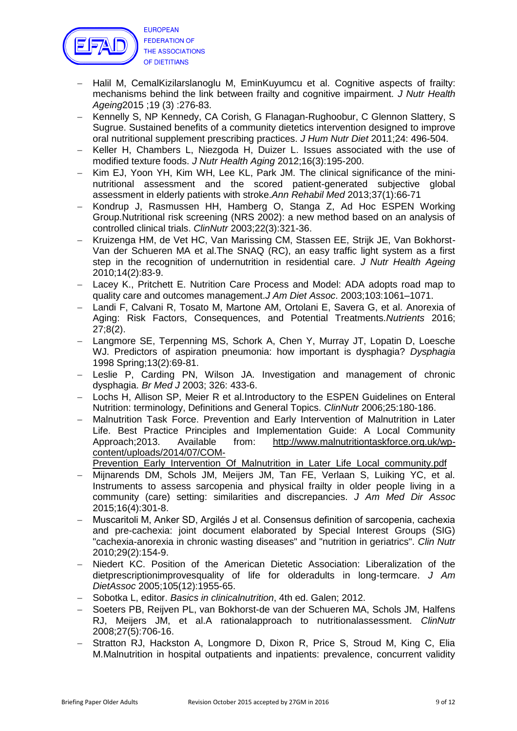- Halil M, CemalKizilarslanoglu M, EminKuyumcu et al. Cognitive aspects of frailty: mechanisms behind the link between frailty and cognitive impairment. *J Nutr Health Ageing*2015 ;19 (3) :276-83.
- Kennelly S, NP Kennedy, CA Corish, G Flanagan-Rughoobur, C Glennon Slattery, S Sugrue. Sustained benefits of a community dietetics intervention designed to improve oral nutritional supplement prescribing practices. *J Hum Nutr Diet* 2011;24: 496-504.
- Keller H, Chambers L, Niezgoda H, Duizer L. Issues associated with the use of modified texture foods. *J Nutr Health Aging* 2012;16(3):195-200.
- Kim EJ, Yoon YH, Kim WH, Lee KL, Park JM. The clinical significance of the mini-nutritional assessment and the scored patient-generated subjective global assessment in elderly patients with stroke.*Ann Rehabil Med* 2013;37(1):66-71
- Kondrup J, Rasmussen HH, Hamberg O, Stanga Z, Ad Hoc ESPEN Working Group.Nutritional risk screening (NRS 2002): a new method based on an analysis of controlled clinical trials. *ClinNutr* 2003;22(3):321-36.
- Kruizenga HM, de Vet HC, Van Marissing CM, Stassen EE, Strijk JE, Van Bokhorst-Van der Schueren MA et al.The SNAQ (RC), an easy traffic light system as a first step in the recognition of undernutrition in residential care. *J Nutr Health Ageing* 2010;14(2):83-9.
- Lacey K., Pritchett E. Nutrition Care Process and Model: ADA adopts road map to quality care and outcomes management.*J Am Diet Assoc*. 2003;103:1061–1071.
- Landi F, Calvani R, Tosato M, Martone AM, Ortolani E, Savera G, et al. Anorexia of Aging: Risk Factors, Consequences, and Potential Treatments.*Nutrients* 2016; 27;8(2).
- Langmore SE, Terpenning MS, Schork A, Chen Y, Murray JT, Lopatin D, Loesche WJ. Predictors of aspiration pneumonia: how important is dysphagia? *Dysphagia* 1998 Spring;13(2):69-81.
- Leslie P, Carding PN, Wilson JA. Investigation and management of chronic dysphagia. *Br Med J* 2003; 326: 433-6.
- Lochs H, Allison SP, Meier R et al.Introductory to the ESPEN Guidelines on Enteral Nutrition: terminology, Definitions and General Topics. *ClinNutr* 2006;25:180-186.
- Malnutrition Task Force. Prevention and Early Intervention of Malnutrition in Later Life. Best Practice Principles and Implementation Guide: A Local Community Approach;2013. Available from: http://www.malnutritiontaskforce.org.uk/wp-content/uploads/2014/07/COM-Prevention_Early_Intervention_Of_Malnutrition_in_Later_Life_Local_community.pdf
- Mijnarends DM, Schols JM, Meijers JM, Tan FE, Verlaan S, Luiking YC, et al. Instruments to assess sarcopenia and physical frailty in older people living in a community (care) setting: similarities and discrepancies. *J Am Med Dir Assoc* 2015;16(4):301-8.
- Muscaritoli M, Anker SD, Argilés J et al. Consensus definition of sarcopenia, cachexia and pre-cachexia: joint document elaborated by Special Interest Groups (SIG) "cachexia-anorexia in chronic wasting diseases" and "nutrition in geriatrics". *Clin Nutr* 2010;29(2):154-9.
- Niedert KC. Position of the American Dietetic Association: Liberalization of the dietprescriptionimprovesquality of life for olderadults in long-termcare. *J Am DietAssoc* 2005;105(12):1955-65.
- Sobotka L, editor. *Basics in clinicalnutrition*, 4th ed. Galen; 2012.
- Soeters PB, Reijven PL, van Bokhorst-de van der Schueren MA, Schols JM, Halfens RJ, Meijers JM, et al.A rationalapproach to nutritionalassessment. *ClinNutr* 2008;27(5):706-16.
- Stratton RJ, Hackston A, Longmore D, Dixon R, Price S, Stroud M, King C, Elia M.Malnutrition in hospital outpatients and inpatients: prevalence, concurrent validity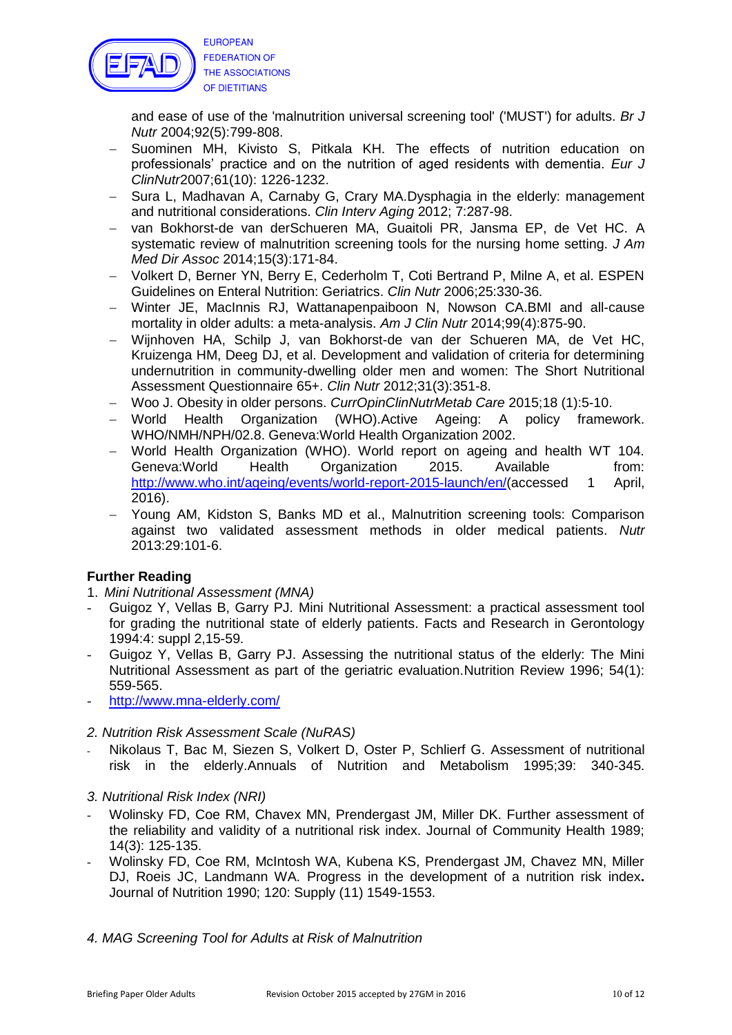and ease of use of the 'malnutrition universal screening tool' ('MUST') for adults. *Br J Nutr* 2004;92(5):799-808.

- Suominen MH, Kivisto S, Pitkala KH. The effects of nutrition education on professionals' practice and on the nutrition of aged residents with dementia. *Eur J ClinNutr*2007;61(10): 1226-1232.
- Sura L, Madhavan A, Carnaby G, Crary MA.Dysphagia in the elderly: management and nutritional considerations. *Clin Interv Aging* 2012; 7:287-98.
- van Bokhorst-de van derSchueren MA, Guaitoli PR, Jansma EP, de Vet HC. A systematic review of malnutrition screening tools for the nursing home setting. *J Am Med Dir Assoc* 2014;15(3):171-84.
- Volkert D, Berner YN, Berry E, Cederholm T, Coti Bertrand P, Milne A, et al. ESPEN Guidelines on Enteral Nutrition: Geriatrics. *Clin Nutr* 2006;25:330-36.
- Winter JE, MacInnis RJ, Wattanapenpaiboon N, Nowson CA.BMI and all-cause mortality in older adults: a meta-analysis. *Am J Clin Nutr* 2014;99(4):875-90.
- Wijnhoven HA, Schilp J, van Bokhorst-de van der Schueren MA, de Vet HC, Kruizenga HM, Deeg DJ, et al. Development and validation of criteria for determining undernutrition in community-dwelling older men and women: The Short Nutritional Assessment Questionnaire 65+. *Clin Nutr* 2012;31(3):351-8.
- Woo J. Obesity in older persons. *CurrOpinClinNutrMetab Care* 2015;18 (1):5-10.
- World Health Organization (WHO).Active Ageing: A policy framework. WHO/NMH/NPH/02.8. Geneva:World Health Organization 2002.
- World Health Organization (WHO). World report on ageing and health WT 104. Geneva:World Health Organization 2015. Available from: http://www.who.int/ageing/events/world-report-2015-launch/en/(accessed 1 April, 2016).
- Young AM, Kidston S, Banks MD et al., Malnutrition screening tools: Comparison against two validated assessment methods in older medical patients. *Nutr* 2013:29:101-6.

**Further Reading**

1. *Mini Nutritional Assessment (MNA)*

- Guigoz Y, Vellas B, Garry PJ. Mini Nutritional Assessment: a practical assessment tool for grading the nutritional state of elderly patients. Facts and Research in Gerontology 1994:4: suppl 2,15-59.
- Guigoz Y, Vellas B, Garry PJ. Assessing the nutritional status of the elderly: The Mini Nutritional Assessment as part of the geriatric evaluation.Nutrition Review 1996; 54(1): 559-565.
- http://www.mna-elderly.com/

*2. Nutrition Risk Assessment Scale (NuRAS)*

- Nikolaus T, Bac M, Siezen S, Volkert D, Oster P, Schlierf G. Assessment of nutritional risk in the elderly.Annuals of Nutrition and Metabolism 1995;39: 340-345.

*3. Nutritional Risk Index (NRI)*

- Wolinsky FD, Coe RM, Chavex MN, Prendergast JM, Miller DK. Further assessment of the reliability and validity of a nutritional risk index. Journal of Community Health 1989; 14(3): 125-135.
- Wolinsky FD, Coe RM, McIntosh WA, Kubena KS, Prendergast JM, Chavez MN, Miller DJ, Roeis JC, Landmann WA. Progress in the development of a nutrition risk index**.** Journal of Nutrition 1990; 120: Supply (11) 1549-1553.

*4. MAG Screening Tool for Adults at Risk of Malnutrition*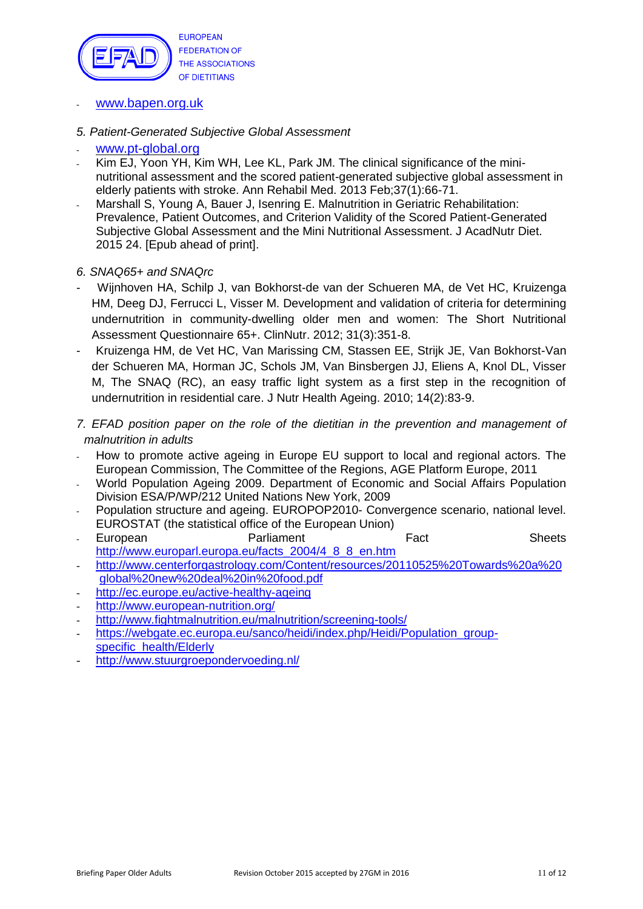- www.bapen.org.uk

*5. Patient-Generated Subjective Global Assessment*

- www.pt-global.org
- Kim EJ, Yoon YH, Kim WH, Lee KL, Park JM. The clinical significance of the mini-nutritional assessment and the scored patient-generated subjective global assessment in elderly patients with stroke. Ann Rehabil Med. 2013 Feb;37(1):66-71.
- Marshall S, Young A, Bauer J, Isenring E. Malnutrition in Geriatric Rehabilitation: Prevalence, Patient Outcomes, and Criterion Validity of the Scored Patient-Generated Subjective Global Assessment and the Mini Nutritional Assessment. J AcadNutr Diet. 2015 24. [Epub ahead of print].

*6. SNAQ65+ and SNAQrc*

- Wijnhoven HA, Schilp J, van Bokhorst-de van der Schueren MA, de Vet HC, Kruizenga HM, Deeg DJ, Ferrucci L, Visser M. Development and validation of criteria for determining undernutrition in community-dwelling older men and women: The Short Nutritional Assessment Questionnaire 65+. ClinNutr. 2012; 31(3):351-8.
- Kruizenga HM, de Vet HC, Van Marissing CM, Stassen EE, Strijk JE, Van Bokhorst-Van der Schueren MA, Horman JC, Schols JM, Van Binsbergen JJ, Eliens A, Knol DL, Visser M, The SNAQ (RC), an easy traffic light system as a first step in the recognition of undernutrition in residential care. J Nutr Health Ageing. 2010; 14(2):83-9.

*7. EFAD position paper on the role of the dietitian in the prevention and management of malnutrition in adults*

- How to promote active ageing in Europe EU support to local and regional actors. The European Commission, The Committee of the Regions, AGE Platform Europe, 2011
- World Population Ageing 2009. Department of Economic and Social Affairs Population Division ESA/P/WP/212 United Nations New York, 2009
- Population structure and ageing. EUROPOP2010- Convergence scenario, national level. EUROSTAT (the statistical office of the European Union)
- European Parliament Fact Sheets http://www.europarl.europa.eu/facts_2004/4_8_8_en.htm
- http://www.centerforgastrology.com/Content/resources/20110525%20Towards%20a%20global%20new%20deal%20in%20food.pdf
- http://ec.europe.eu/active-healthy-ageing
- http://www.european-nutrition.org/
- http://www.fightmalnutrition.eu/malnutrition/screening-tools/
- https://webgate.ec.europa.eu/sanco/heidi/index.php/Heidi/Population_group-specific_health/Elderly
- http://www.stuurgroepondervoeding.nl/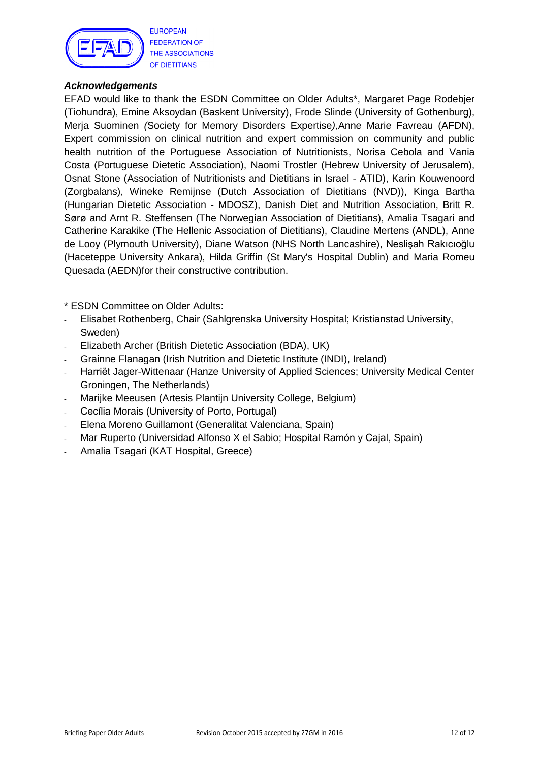***Acknowledgements***

EFAD would like to thank the ESDN Committee on Older Adults*, Margaret Page Rodebjer (Tiohundra), Emine Aksoydan (Baskent University), Frode Slinde (University of Gothenburg), Merja Suominen *(*Society for Memory Disorders Expertise*),*Anne Marie Favreau (AFDN), Expert commission on clinical nutrition and expert commission on community and public health nutrition of the Portuguese Association of Nutritionists, Norisa Cebola and Vania Costa (Portuguese Dietetic Association), Naomi Trostler (Hebrew University of Jerusalem), Osnat Stone (Association of Nutritionists and Dietitians in Israel - ATID), Karin Kouwenoord (Zorgbalans), Wineke Remijnse (Dutch Association of Dietitians (NVD)), Kinga Bartha (Hungarian Dietetic Association - MDOSZ), Danish Diet and Nutrition Association, Britt R. Sørø and Arnt R. Steffensen (The Norwegian Association of Dietitians), Amalia Tsagari and Catherine Karakike (The Hellenic Association of Dietitians), Claudine Mertens (ANDL), Anne de Looy (Plymouth University), Diane Watson (NHS North Lancashire), Neslişah Rakıcıoğlu (Haceteppe University Ankara), Hilda Griffin (St Mary's Hospital Dublin) and Maria Romeu Quesada (AEDN)for their constructive contribution.

\* ESDN Committee on Older Adults:

- Elisabet Rothenberg, Chair (Sahlgrenska University Hospital; Kristianstad University, Sweden)
- Elizabeth Archer (British Dietetic Association (BDA), UK)
- Grainne Flanagan (Irish Nutrition and Dietetic Institute (INDI), Ireland)
- Harriët Jager-Wittenaar (Hanze University of Applied Sciences; University Medical Center Groningen, The Netherlands)
- Marijke Meeusen (Artesis Plantijn University College, Belgium)
- Cecília Morais (University of Porto, Portugal)
- Elena Moreno Guillamont (Generalitat Valenciana, Spain)
- Mar Ruperto (Universidad Alfonso X el Sabio; Hospital Ramón y Cajal, Spain)
- Amalia Tsagari (KAT Hospital, Greece)